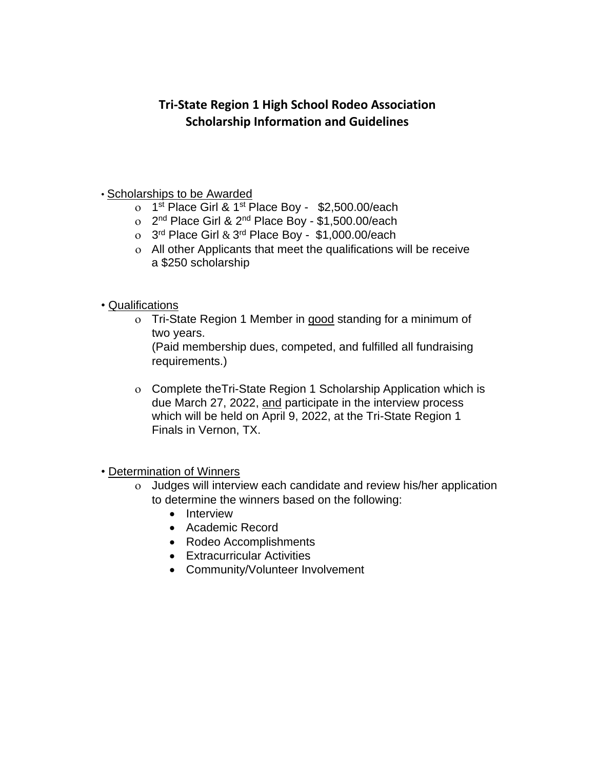# Tri-State Region 1 High School Rodeo Association
## Scholarship Information and Guidelines

- Scholarships to be Awarded
  - 1st Place Girl & 1st Place Boy - $2,500.00/each
  - 2nd Place Girl & 2nd Place Boy - $1,500.00/each
  - 3rd Place Girl & 3rd Place Boy - $1,000.00/each
  - All other Applicants that meet the qualifications will be receive a $250 scholarship

- Qualifications
  - Tri-State Region 1 Member in good standing for a minimum of two years.
    (Paid membership dues, competed, and fulfilled all fundraising requirements.)
  - Complete theTri-State Region 1 Scholarship Application which is due March 27, 2022, and participate in the interview process which will be held on April 9, 2022, at the Tri-State Region 1 Finals in Vernon, TX.

- Determination of Winners
  - Judges will interview each candidate and review his/her application to determine the winners based on the following:
    - Interview
    - Academic Record
    - Rodeo Accomplishments
    - Extracurricular Activities
    - Community/Volunteer Involvement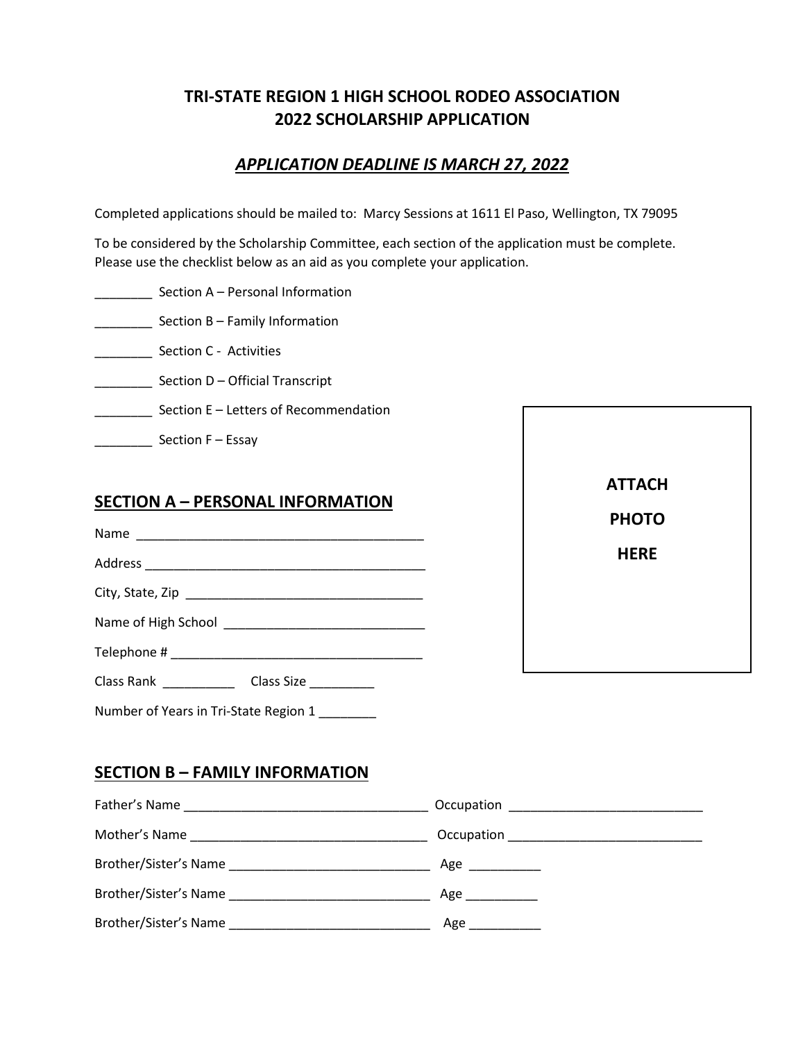# TRI-STATE REGION 1 HIGH SCHOOL RODEO ASSOCIATION
# 2022 SCHOLARSHIP APPLICATION

## ***APPLICATION DEADLINE IS MARCH 27, 2022***

Completed applications should be mailed to: Marcy Sessions at 1611 El Paso, Wellington, TX 79095

To be considered by the Scholarship Committee, each section of the application must be complete. Please use the checklist below as an aid as you complete your application.

________ Section A – Personal Information

________ Section B – Family Information

________ Section C - Activities

________ Section D – Official Transcript

________ Section E – Letters of Recommendation

________ Section F – Essay

**ATTACH PHOTO HERE**

## SECTION A – PERSONAL INFORMATION

Name ________________________________________

Address ________________________________________

City, State, Zip ________________________________

Name of High School ____________________________

Telephone # ___________________________________

Class Rank __________ Class Size _________

Number of Years in Tri-State Region 1 ________

## SECTION B – FAMILY INFORMATION

Father's Name __________________________________ Occupation ___________________________

Mother's Name _________________________________ Occupation ___________________________

Brother/Sister's Name ____________________________ Age __________

Brother/Sister's Name ____________________________ Age __________

Brother/Sister's Name ____________________________ Age __________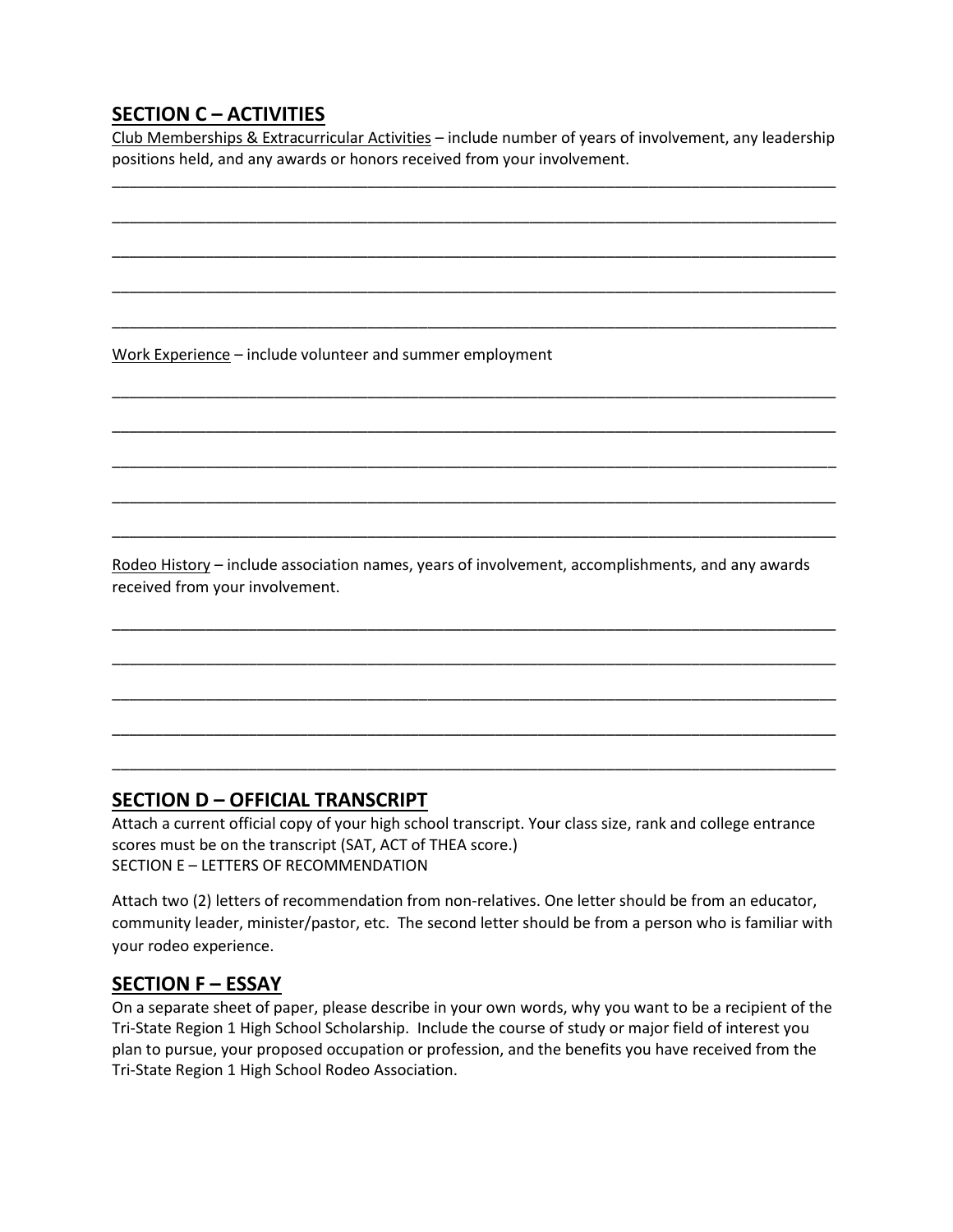## SECTION C – ACTIVITIES

Club Memberships & Extracurricular Activities – include number of years of involvement, any leadership positions held, and any awards or honors received from your involvement.

______________________________________________________________________________

______________________________________________________________________________

______________________________________________________________________________

______________________________________________________________________________

______________________________________________________________________________

Work Experience – include volunteer and summer employment

______________________________________________________________________________

______________________________________________________________________________

______________________________________________________________________________

______________________________________________________________________________

______________________________________________________________________________

Rodeo History – include association names, years of involvement, accomplishments, and any awards received from your involvement.

______________________________________________________________________________

______________________________________________________________________________

______________________________________________________________________________

______________________________________________________________________________

______________________________________________________________________________

## SECTION D – OFFICIAL TRANSCRIPT

Attach a current official copy of your high school transcript. Your class size, rank and college entrance scores must be on the transcript (SAT, ACT of THEA score.)

SECTION E – LETTERS OF RECOMMENDATION

Attach two (2) letters of recommendation from non-relatives. One letter should be from an educator, community leader, minister/pastor, etc. The second letter should be from a person who is familiar with your rodeo experience.

## SECTION F – ESSAY

On a separate sheet of paper, please describe in your own words, why you want to be a recipient of the Tri-State Region 1 High School Scholarship. Include the course of study or major field of interest you plan to pursue, your proposed occupation or profession, and the benefits you have received from the Tri-State Region 1 High School Rodeo Association.